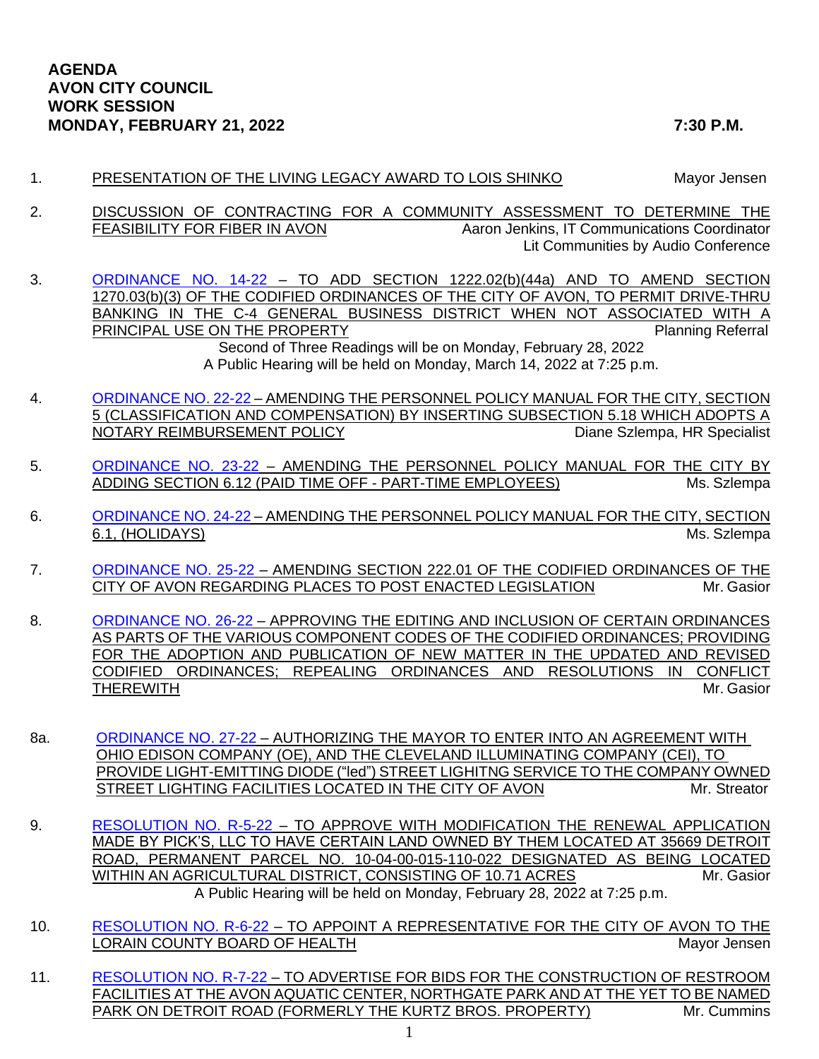**AGENDA**
**AVON CITY COUNCIL**
**WORK SESSION**
**MONDAY, FEBRUARY 21, 2022 7:30 P.M.**

1. PRESENTATION OF THE LIVING LEGACY AWARD TO LOIS SHINKO — Mayor Jensen

2. DISCUSSION OF CONTRACTING FOR A COMMUNITY ASSESSMENT TO DETERMINE THE FEASIBILITY FOR FIBER IN AVON — Aaron Jenkins, IT Communications Coordinator; Lit Communities by Audio Conference

3. ORDINANCE NO. 14-22 – TO ADD SECTION 1222.02(b)(44a) AND TO AMEND SECTION 1270.03(b)(3) OF THE CODIFIED ORDINANCES OF THE CITY OF AVON, TO PERMIT DRIVE-THRU BANKING IN THE C-4 GENERAL BUSINESS DISTRICT WHEN NOT ASSOCIATED WITH A PRINCIPAL USE ON THE PROPERTY — Planning Referral

   Second of Three Readings will be on Monday, February 28, 2022
   A Public Hearing will be held on Monday, March 14, 2022 at 7:25 p.m.

4. ORDINANCE NO. 22-22 – AMENDING THE PERSONNEL POLICY MANUAL FOR THE CITY, SECTION 5 (CLASSIFICATION AND COMPENSATION) BY INSERTING SUBSECTION 5.18 WHICH ADOPTS A NOTARY REIMBURSEMENT POLICY — Diane Szlempa, HR Specialist

5. ORDINANCE NO. 23-22 – AMENDING THE PERSONNEL POLICY MANUAL FOR THE CITY BY ADDING SECTION 6.12 (PAID TIME OFF - PART-TIME EMPLOYEES) — Ms. Szlempa

6. ORDINANCE NO. 24-22 – AMENDING THE PERSONNEL POLICY MANUAL FOR THE CITY, SECTION 6.1, (HOLIDAYS) — Ms. Szlempa

7. ORDINANCE NO. 25-22 – AMENDING SECTION 222.01 OF THE CODIFIED ORDINANCES OF THE CITY OF AVON REGARDING PLACES TO POST ENACTED LEGISLATION — Mr. Gasior

8. ORDINANCE NO. 26-22 – APPROVING THE EDITING AND INCLUSION OF CERTAIN ORDINANCES AS PARTS OF THE VARIOUS COMPONENT CODES OF THE CODIFIED ORDINANCES; PROVIDING FOR THE ADOPTION AND PUBLICATION OF NEW MATTER IN THE UPDATED AND REVISED CODIFIED ORDINANCES; REPEALING ORDINANCES AND RESOLUTIONS IN CONFLICT THEREWITH — Mr. Gasior

8a. ORDINANCE NO. 27-22 – AUTHORIZING THE MAYOR TO ENTER INTO AN AGREEMENT WITH OHIO EDISON COMPANY (OE), AND THE CLEVELAND ILLUMINATING COMPANY (CEI), TO PROVIDE LIGHT-EMITTING DIODE ("led") STREET LIGHITNG SERVICE TO THE COMPANY OWNED STREET LIGHTING FACILITIES LOCATED IN THE CITY OF AVON — Mr. Streator

9. RESOLUTION NO. R-5-22 – TO APPROVE WITH MODIFICATION THE RENEWAL APPLICATION MADE BY PICK'S, LLC TO HAVE CERTAIN LAND OWNED BY THEM LOCATED AT 35669 DETROIT ROAD, PERMANENT PARCEL NO. 10-04-00-015-110-022 DESIGNATED AS BEING LOCATED WITHIN AN AGRICULTURAL DISTRICT, CONSISTING OF 10.71 ACRES — Mr. Gasior

   A Public Hearing will be held on Monday, February 28, 2022 at 7:25 p.m.

10. RESOLUTION NO. R-6-22 – TO APPOINT A REPRESENTATIVE FOR THE CITY OF AVON TO THE LORAIN COUNTY BOARD OF HEALTH — Mayor Jensen

11. RESOLUTION NO. R-7-22 – TO ADVERTISE FOR BIDS FOR THE CONSTRUCTION OF RESTROOM FACILITIES AT THE AVON AQUATIC CENTER, NORTHGATE PARK AND AT THE YET TO BE NAMED PARK ON DETROIT ROAD (FORMERLY THE KURTZ BROS. PROPERTY) — Mr. Cummins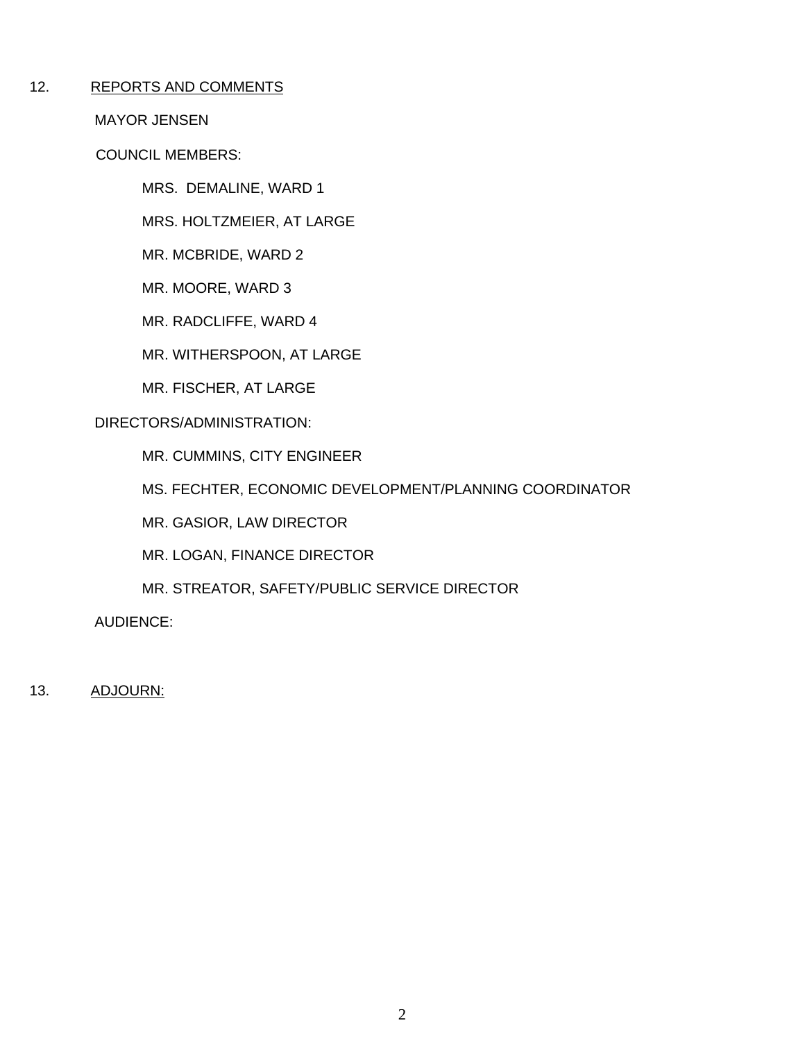12. <u>REPORTS AND COMMENTS</u>

MAYOR JENSEN

COUNCIL MEMBERS:

- MRS. DEMALINE, WARD 1
- MRS. HOLTZMEIER, AT LARGE
- MR. MCBRIDE, WARD 2
- MR. MOORE, WARD 3
- MR. RADCLIFFE, WARD 4
- MR. WITHERSPOON, AT LARGE
- MR. FISCHER, AT LARGE

DIRECTORS/ADMINISTRATION:

- MR. CUMMINS, CITY ENGINEER
- MS. FECHTER, ECONOMIC DEVELOPMENT/PLANNING COORDINATOR
- MR. GASIOR, LAW DIRECTOR
- MR. LOGAN, FINANCE DIRECTOR
- MR. STREATOR, SAFETY/PUBLIC SERVICE DIRECTOR

AUDIENCE:

13. <u>ADJOURN:</u>